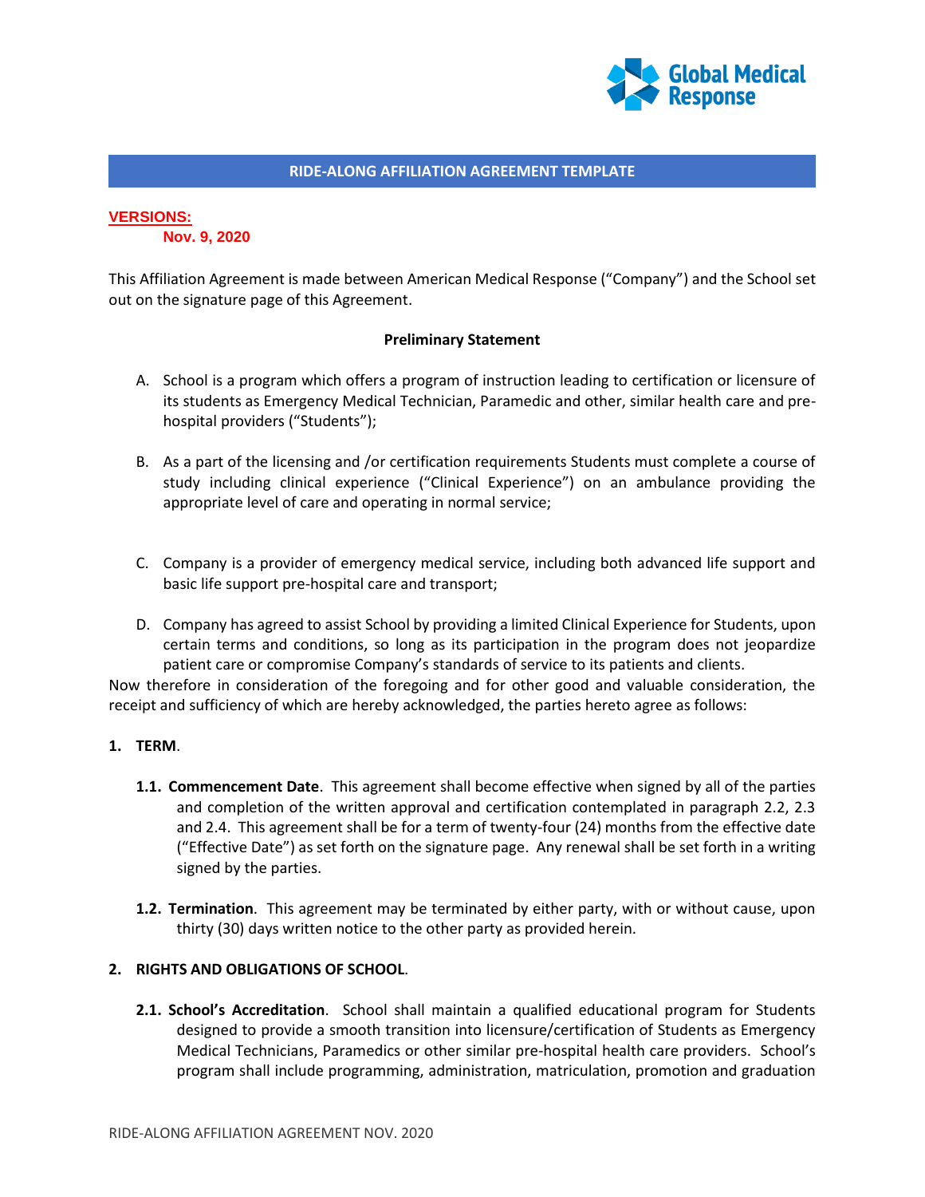Global Medical Response

## RIDE-ALONG AFFILIATION AGREEMENT TEMPLATE

**VERSIONS:**

**Nov. 9, 2020**

This Affiliation Agreement is made between American Medical Response ("Company") and the School set out on the signature page of this Agreement.

**Preliminary Statement**

A. School is a program which offers a program of instruction leading to certification or licensure of its students as Emergency Medical Technician, Paramedic and other, similar health care and pre-hospital providers ("Students");

B. As a part of the licensing and /or certification requirements Students must complete a course of study including clinical experience ("Clinical Experience") on an ambulance providing the appropriate level of care and operating in normal service;

C. Company is a provider of emergency medical service, including both advanced life support and basic life support pre-hospital care and transport;

D. Company has agreed to assist School by providing a limited Clinical Experience for Students, upon certain terms and conditions, so long as its participation in the program does not jeopardize patient care or compromise Company's standards of service to its patients and clients.

Now therefore in consideration of the foregoing and for other good and valuable consideration, the receipt and sufficiency of which are hereby acknowledged, the parties hereto agree as follows:

**1. TERM.**

**1.1. Commencement Date**. This agreement shall become effective when signed by all of the parties and completion of the written approval and certification contemplated in paragraph 2.2, 2.3 and 2.4. This agreement shall be for a term of twenty-four (24) months from the effective date ("Effective Date") as set forth on the signature page. Any renewal shall be set forth in a writing signed by the parties.

**1.2. Termination**. This agreement may be terminated by either party, with or without cause, upon thirty (30) days written notice to the other party as provided herein.

**2. RIGHTS AND OBLIGATIONS OF SCHOOL.**

**2.1. School's Accreditation**. School shall maintain a qualified educational program for Students designed to provide a smooth transition into licensure/certification of Students as Emergency Medical Technicians, Paramedics or other similar pre-hospital health care providers. School's program shall include programming, administration, matriculation, promotion and graduation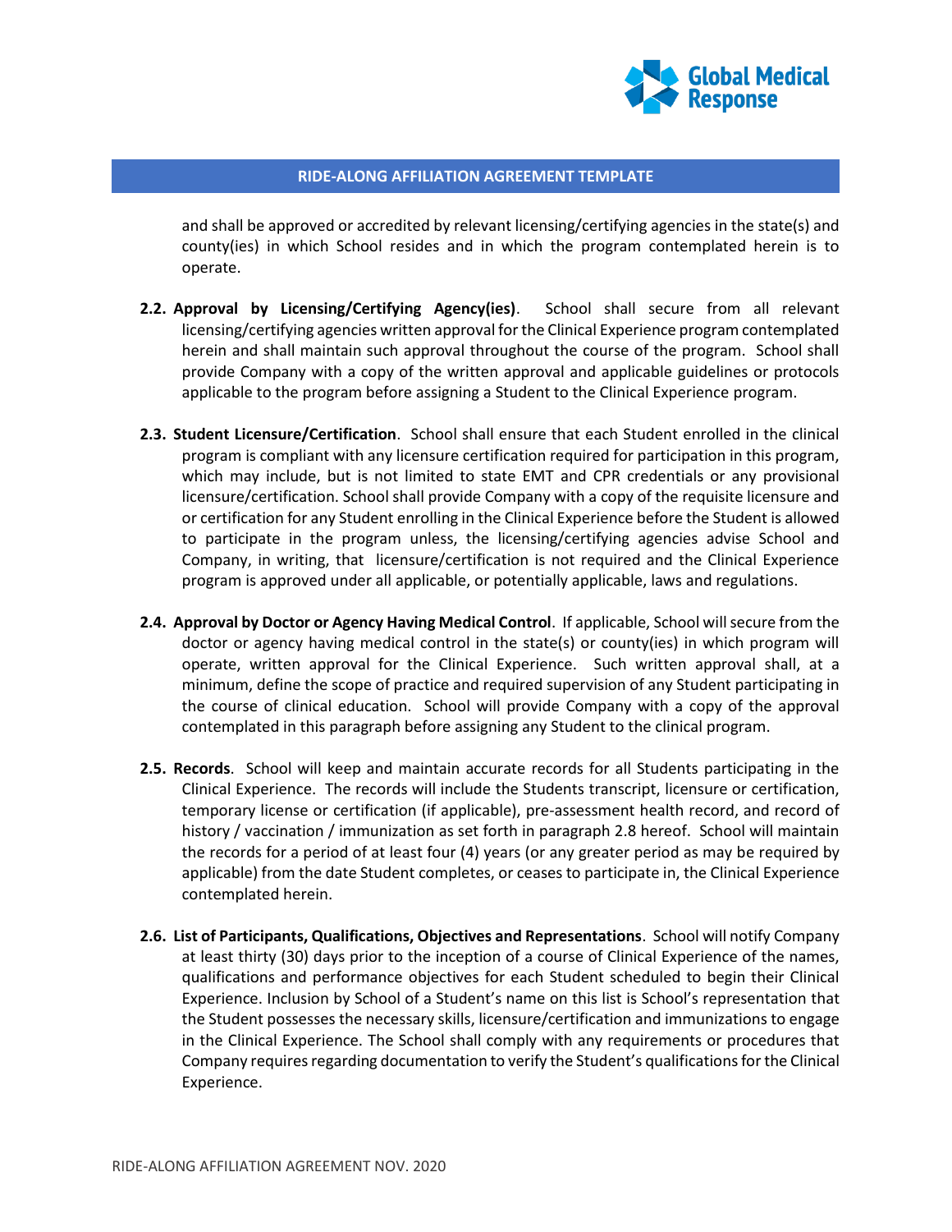and shall be approved or accredited by relevant licensing/certifying agencies in the state(s) and county(ies) in which School resides and in which the program contemplated herein is to operate.

**2.2. Approval by Licensing/Certifying Agency(ies)**. School shall secure from all relevant licensing/certifying agencies written approval for the Clinical Experience program contemplated herein and shall maintain such approval throughout the course of the program. School shall provide Company with a copy of the written approval and applicable guidelines or protocols applicable to the program before assigning a Student to the Clinical Experience program.

**2.3. Student Licensure/Certification**. School shall ensure that each Student enrolled in the clinical program is compliant with any licensure certification required for participation in this program, which may include, but is not limited to state EMT and CPR credentials or any provisional licensure/certification. School shall provide Company with a copy of the requisite licensure and or certification for any Student enrolling in the Clinical Experience before the Student is allowed to participate in the program unless, the licensing/certifying agencies advise School and Company, in writing, that licensure/certification is not required and the Clinical Experience program is approved under all applicable, or potentially applicable, laws and regulations.

**2.4. Approval by Doctor or Agency Having Medical Control**. If applicable, School will secure from the doctor or agency having medical control in the state(s) or county(ies) in which program will operate, written approval for the Clinical Experience. Such written approval shall, at a minimum, define the scope of practice and required supervision of any Student participating in the course of clinical education. School will provide Company with a copy of the approval contemplated in this paragraph before assigning any Student to the clinical program.

**2.5. Records**. School will keep and maintain accurate records for all Students participating in the Clinical Experience. The records will include the Students transcript, licensure or certification, temporary license or certification (if applicable), pre-assessment health record, and record of history / vaccination / immunization as set forth in paragraph 2.8 hereof. School will maintain the records for a period of at least four (4) years (or any greater period as may be required by applicable) from the date Student completes, or ceases to participate in, the Clinical Experience contemplated herein.

**2.6. List of Participants, Qualifications, Objectives and Representations**. School will notify Company at least thirty (30) days prior to the inception of a course of Clinical Experience of the names, qualifications and performance objectives for each Student scheduled to begin their Clinical Experience. Inclusion by School of a Student's name on this list is School's representation that the Student possesses the necessary skills, licensure/certification and immunizations to engage in the Clinical Experience. The School shall comply with any requirements or procedures that Company requires regarding documentation to verify the Student's qualifications for the Clinical Experience.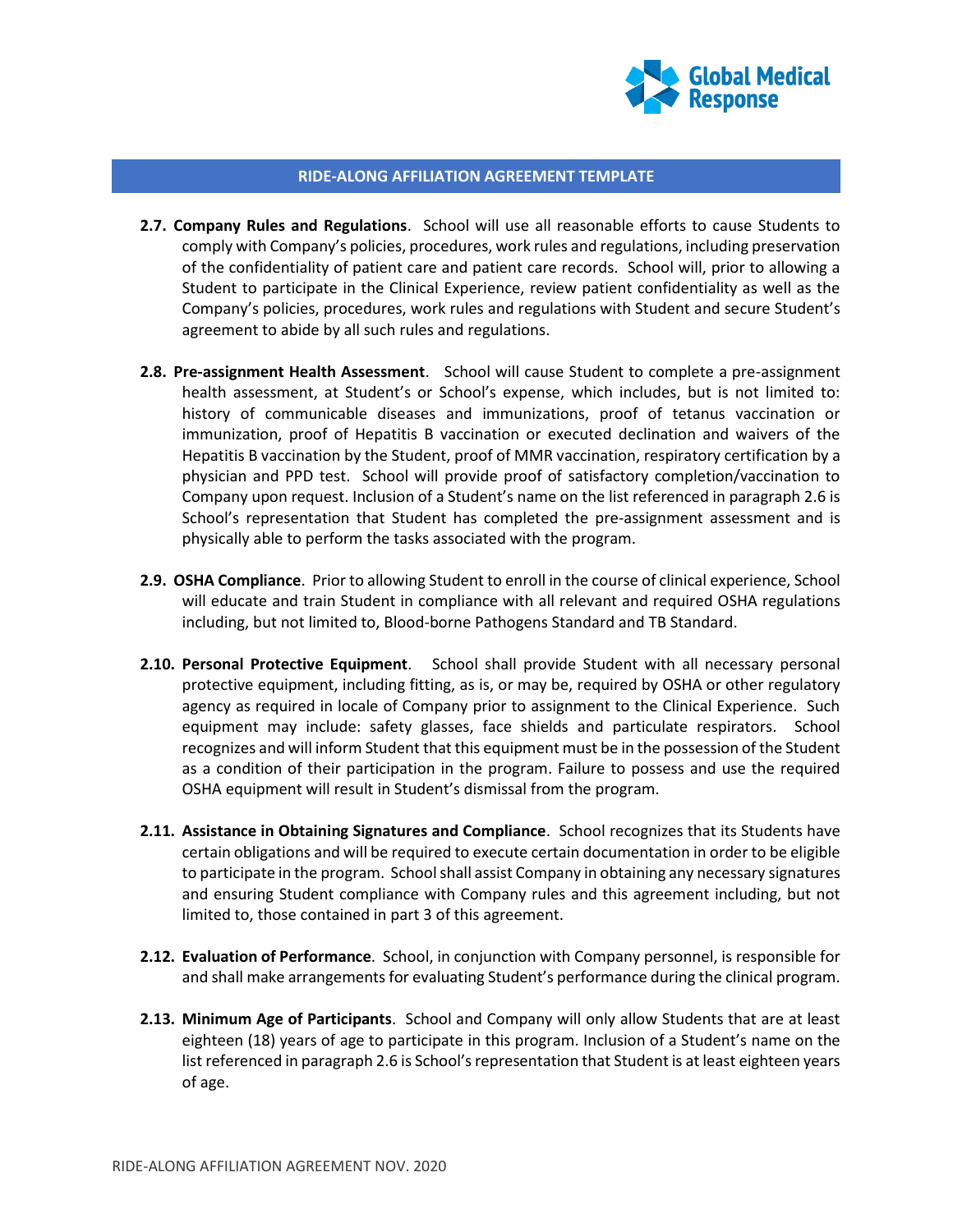**2.7. Company Rules and Regulations**. School will use all reasonable efforts to cause Students to comply with Company's policies, procedures, work rules and regulations, including preservation of the confidentiality of patient care and patient care records. School will, prior to allowing a Student to participate in the Clinical Experience, review patient confidentiality as well as the Company's policies, procedures, work rules and regulations with Student and secure Student's agreement to abide by all such rules and regulations.

**2.8. Pre-assignment Health Assessment**. School will cause Student to complete a pre-assignment health assessment, at Student's or School's expense, which includes, but is not limited to: history of communicable diseases and immunizations, proof of tetanus vaccination or immunization, proof of Hepatitis B vaccination or executed declination and waivers of the Hepatitis B vaccination by the Student, proof of MMR vaccination, respiratory certification by a physician and PPD test. School will provide proof of satisfactory completion/vaccination to Company upon request. Inclusion of a Student's name on the list referenced in paragraph 2.6 is School's representation that Student has completed the pre-assignment assessment and is physically able to perform the tasks associated with the program.

**2.9. OSHA Compliance**. Prior to allowing Student to enroll in the course of clinical experience, School will educate and train Student in compliance with all relevant and required OSHA regulations including, but not limited to, Blood-borne Pathogens Standard and TB Standard.

**2.10. Personal Protective Equipment**. School shall provide Student with all necessary personal protective equipment, including fitting, as is, or may be, required by OSHA or other regulatory agency as required in locale of Company prior to assignment to the Clinical Experience. Such equipment may include: safety glasses, face shields and particulate respirators. School recognizes and will inform Student that this equipment must be in the possession of the Student as a condition of their participation in the program. Failure to possess and use the required OSHA equipment will result in Student's dismissal from the program.

**2.11. Assistance in Obtaining Signatures and Compliance**. School recognizes that its Students have certain obligations and will be required to execute certain documentation in order to be eligible to participate in the program. School shall assist Company in obtaining any necessary signatures and ensuring Student compliance with Company rules and this agreement including, but not limited to, those contained in part 3 of this agreement.

**2.12. Evaluation of Performance**. School, in conjunction with Company personnel, is responsible for and shall make arrangements for evaluating Student's performance during the clinical program.

**2.13. Minimum Age of Participants**. School and Company will only allow Students that are at least eighteen (18) years of age to participate in this program. Inclusion of a Student's name on the list referenced in paragraph 2.6 is School's representation that Student is at least eighteen years of age.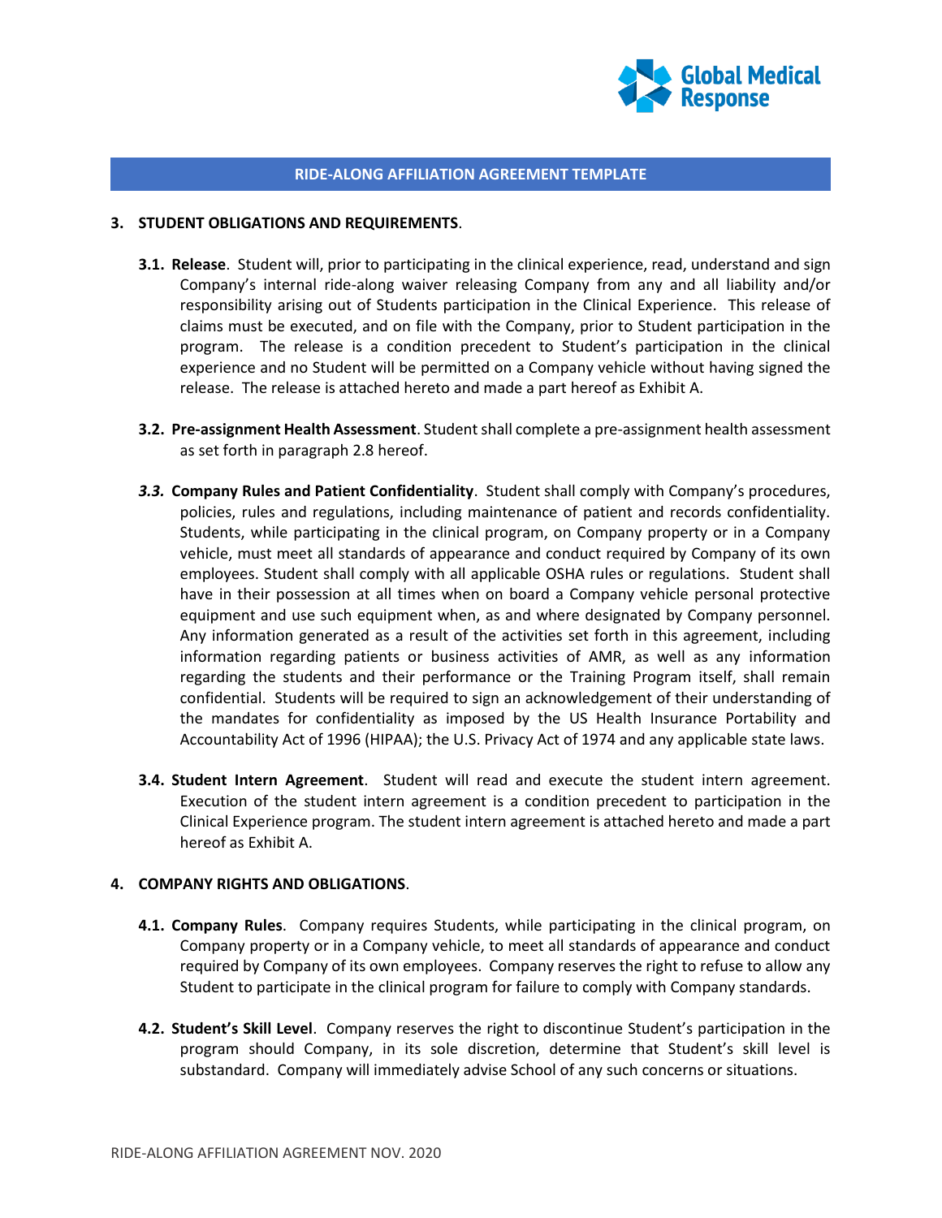**RIDE-ALONG AFFILIATION AGREEMENT TEMPLATE**

## 3. STUDENT OBLIGATIONS AND REQUIREMENTS.

**3.1. Release**. Student will, prior to participating in the clinical experience, read, understand and sign Company's internal ride-along waiver releasing Company from any and all liability and/or responsibility arising out of Students participation in the Clinical Experience. This release of claims must be executed, and on file with the Company, prior to Student participation in the program. The release is a condition precedent to Student's participation in the clinical experience and no Student will be permitted on a Company vehicle without having signed the release. The release is attached hereto and made a part hereof as Exhibit A.

**3.2. Pre-assignment Health Assessment**. Student shall complete a pre-assignment health assessment as set forth in paragraph 2.8 hereof.

***3.3.* Company Rules and Patient Confidentiality**. Student shall comply with Company's procedures, policies, rules and regulations, including maintenance of patient and records confidentiality. Students, while participating in the clinical program, on Company property or in a Company vehicle, must meet all standards of appearance and conduct required by Company of its own employees. Student shall comply with all applicable OSHA rules or regulations. Student shall have in their possession at all times when on board a Company vehicle personal protective equipment and use such equipment when, as and where designated by Company personnel. Any information generated as a result of the activities set forth in this agreement, including information regarding patients or business activities of AMR, as well as any information regarding the students and their performance or the Training Program itself, shall remain confidential. Students will be required to sign an acknowledgement of their understanding of the mandates for confidentiality as imposed by the US Health Insurance Portability and Accountability Act of 1996 (HIPAA); the U.S. Privacy Act of 1974 and any applicable state laws.

**3.4. Student Intern Agreement**. Student will read and execute the student intern agreement. Execution of the student intern agreement is a condition precedent to participation in the Clinical Experience program. The student intern agreement is attached hereto and made a part hereof as Exhibit A.

## 4. COMPANY RIGHTS AND OBLIGATIONS.

**4.1. Company Rules**. Company requires Students, while participating in the clinical program, on Company property or in a Company vehicle, to meet all standards of appearance and conduct required by Company of its own employees. Company reserves the right to refuse to allow any Student to participate in the clinical program for failure to comply with Company standards.

**4.2. Student's Skill Level**. Company reserves the right to discontinue Student's participation in the program should Company, in its sole discretion, determine that Student's skill level is substandard. Company will immediately advise School of any such concerns or situations.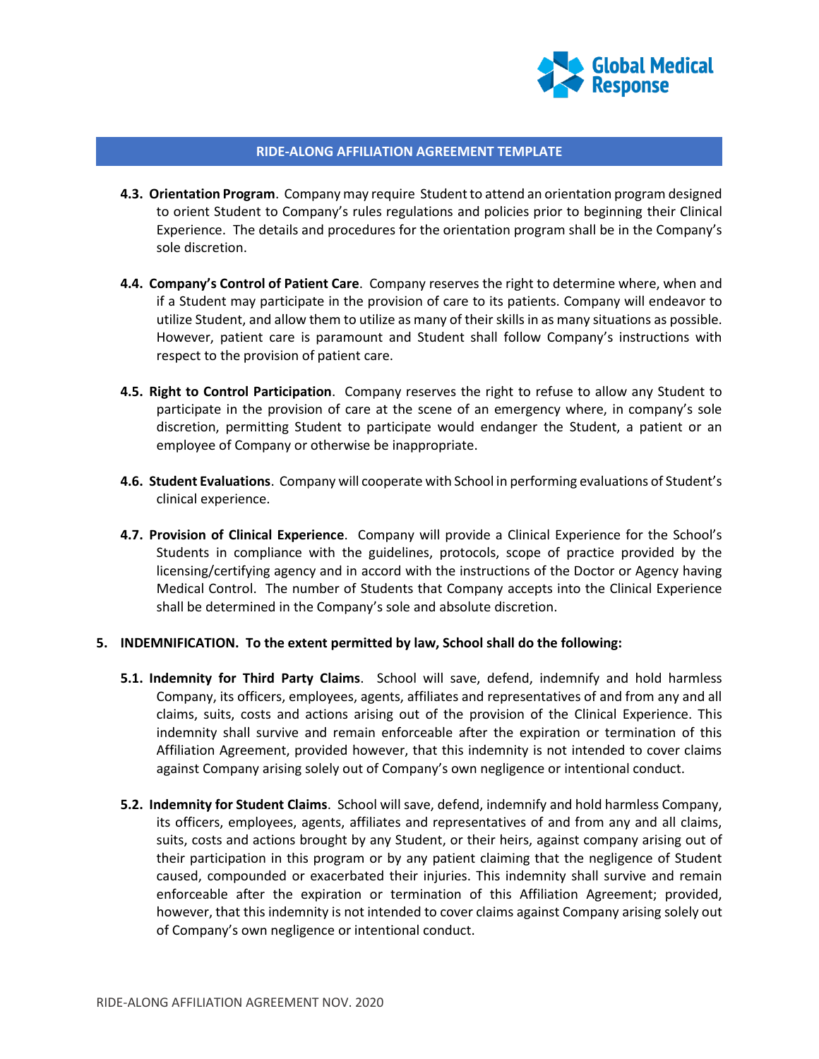**4.3. Orientation Program**. Company may require Student to attend an orientation program designed to orient Student to Company's rules regulations and policies prior to beginning their Clinical Experience. The details and procedures for the orientation program shall be in the Company's sole discretion.

**4.4. Company's Control of Patient Care**. Company reserves the right to determine where, when and if a Student may participate in the provision of care to its patients. Company will endeavor to utilize Student, and allow them to utilize as many of their skills in as many situations as possible. However, patient care is paramount and Student shall follow Company's instructions with respect to the provision of patient care.

**4.5. Right to Control Participation**. Company reserves the right to refuse to allow any Student to participate in the provision of care at the scene of an emergency where, in company's sole discretion, permitting Student to participate would endanger the Student, a patient or an employee of Company or otherwise be inappropriate.

**4.6. Student Evaluations**. Company will cooperate with School in performing evaluations of Student's clinical experience.

**4.7. Provision of Clinical Experience**. Company will provide a Clinical Experience for the School's Students in compliance with the guidelines, protocols, scope of practice provided by the licensing/certifying agency and in accord with the instructions of the Doctor or Agency having Medical Control. The number of Students that Company accepts into the Clinical Experience shall be determined in the Company's sole and absolute discretion.

**5. INDEMNIFICATION. To the extent permitted by law, School shall do the following:**

**5.1. Indemnity for Third Party Claims**. School will save, defend, indemnify and hold harmless Company, its officers, employees, agents, affiliates and representatives of and from any and all claims, suits, costs and actions arising out of the provision of the Clinical Experience. This indemnity shall survive and remain enforceable after the expiration or termination of this Affiliation Agreement, provided however, that this indemnity is not intended to cover claims against Company arising solely out of Company's own negligence or intentional conduct.

**5.2. Indemnity for Student Claims**. School will save, defend, indemnify and hold harmless Company, its officers, employees, agents, affiliates and representatives of and from any and all claims, suits, costs and actions brought by any Student, or their heirs, against company arising out of their participation in this program or by any patient claiming that the negligence of Student caused, compounded or exacerbated their injuries. This indemnity shall survive and remain enforceable after the expiration or termination of this Affiliation Agreement; provided, however, that this indemnity is not intended to cover claims against Company arising solely out of Company's own negligence or intentional conduct.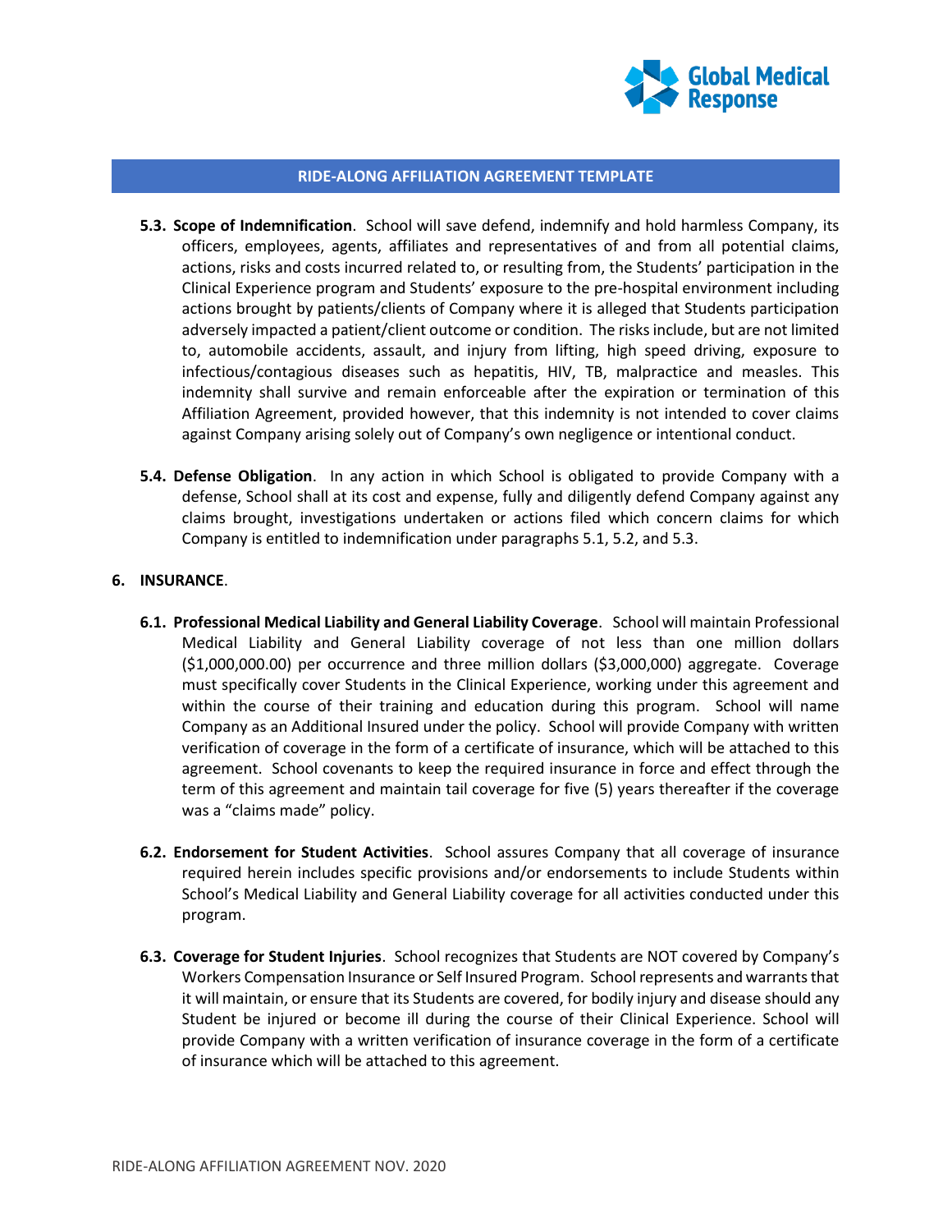**5.3. Scope of Indemnification**. School will save defend, indemnify and hold harmless Company, its officers, employees, agents, affiliates and representatives of and from all potential claims, actions, risks and costs incurred related to, or resulting from, the Students' participation in the Clinical Experience program and Students' exposure to the pre-hospital environment including actions brought by patients/clients of Company where it is alleged that Students participation adversely impacted a patient/client outcome or condition. The risks include, but are not limited to, automobile accidents, assault, and injury from lifting, high speed driving, exposure to infectious/contagious diseases such as hepatitis, HIV, TB, malpractice and measles. This indemnity shall survive and remain enforceable after the expiration or termination of this Affiliation Agreement, provided however, that this indemnity is not intended to cover claims against Company arising solely out of Company's own negligence or intentional conduct.

**5.4. Defense Obligation**. In any action in which School is obligated to provide Company with a defense, School shall at its cost and expense, fully and diligently defend Company against any claims brought, investigations undertaken or actions filed which concern claims for which Company is entitled to indemnification under paragraphs 5.1, 5.2, and 5.3.

**6. INSURANCE**.

**6.1. Professional Medical Liability and General Liability Coverage**. School will maintain Professional Medical Liability and General Liability coverage of not less than one million dollars ($1,000,000.00) per occurrence and three million dollars ($3,000,000) aggregate. Coverage must specifically cover Students in the Clinical Experience, working under this agreement and within the course of their training and education during this program. School will name Company as an Additional Insured under the policy. School will provide Company with written verification of coverage in the form of a certificate of insurance, which will be attached to this agreement. School covenants to keep the required insurance in force and effect through the term of this agreement and maintain tail coverage for five (5) years thereafter if the coverage was a "claims made" policy.

**6.2. Endorsement for Student Activities**. School assures Company that all coverage of insurance required herein includes specific provisions and/or endorsements to include Students within School's Medical Liability and General Liability coverage for all activities conducted under this program.

**6.3. Coverage for Student Injuries**. School recognizes that Students are NOT covered by Company's Workers Compensation Insurance or Self Insured Program. School represents and warrants that it will maintain, or ensure that its Students are covered, for bodily injury and disease should any Student be injured or become ill during the course of their Clinical Experience. School will provide Company with a written verification of insurance coverage in the form of a certificate of insurance which will be attached to this agreement.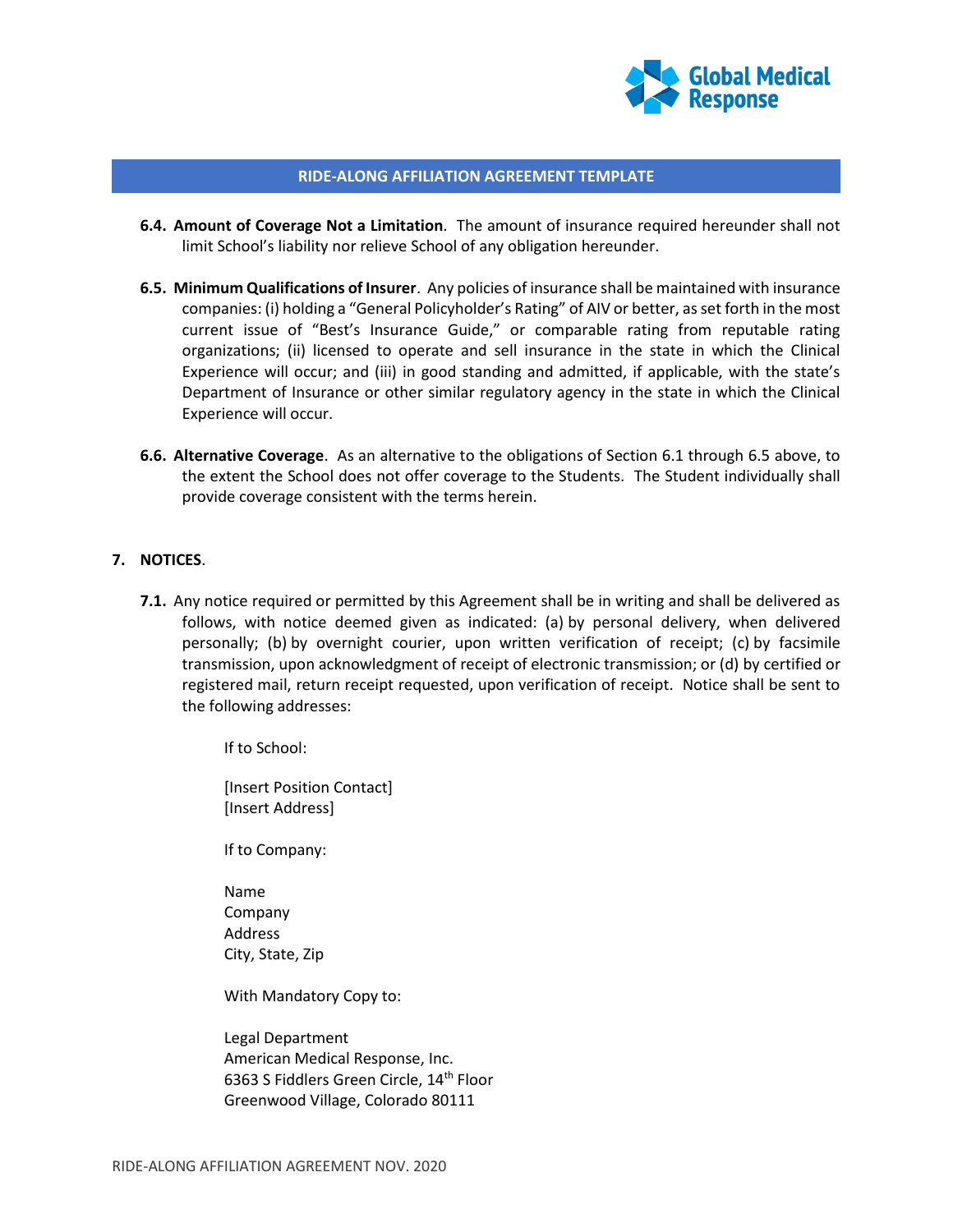**6.4. Amount of Coverage Not a Limitation**. The amount of insurance required hereunder shall not limit School's liability nor relieve School of any obligation hereunder.

**6.5. Minimum Qualifications of Insurer**. Any policies of insurance shall be maintained with insurance companies: (i) holding a "General Policyholder's Rating" of AIV or better, as set forth in the most current issue of "Best's Insurance Guide," or comparable rating from reputable rating organizations; (ii) licensed to operate and sell insurance in the state in which the Clinical Experience will occur; and (iii) in good standing and admitted, if applicable, with the state's Department of Insurance or other similar regulatory agency in the state in which the Clinical Experience will occur.

**6.6. Alternative Coverage**. As an alternative to the obligations of Section 6.1 through 6.5 above, to the extent the School does not offer coverage to the Students. The Student individually shall provide coverage consistent with the terms herein.

## 7. NOTICES.

**7.1.** Any notice required or permitted by this Agreement shall be in writing and shall be delivered as follows, with notice deemed given as indicated: (a) by personal delivery, when delivered personally; (b) by overnight courier, upon written verification of receipt; (c) by facsimile transmission, upon acknowledgment of receipt of electronic transmission; or (d) by certified or registered mail, return receipt requested, upon verification of receipt. Notice shall be sent to the following addresses:

If to School:

[Insert Position Contact]
[Insert Address]

If to Company:

Name
Company
Address
City, State, Zip

With Mandatory Copy to:

Legal Department
American Medical Response, Inc.
6363 S Fiddlers Green Circle, 14th Floor
Greenwood Village, Colorado 80111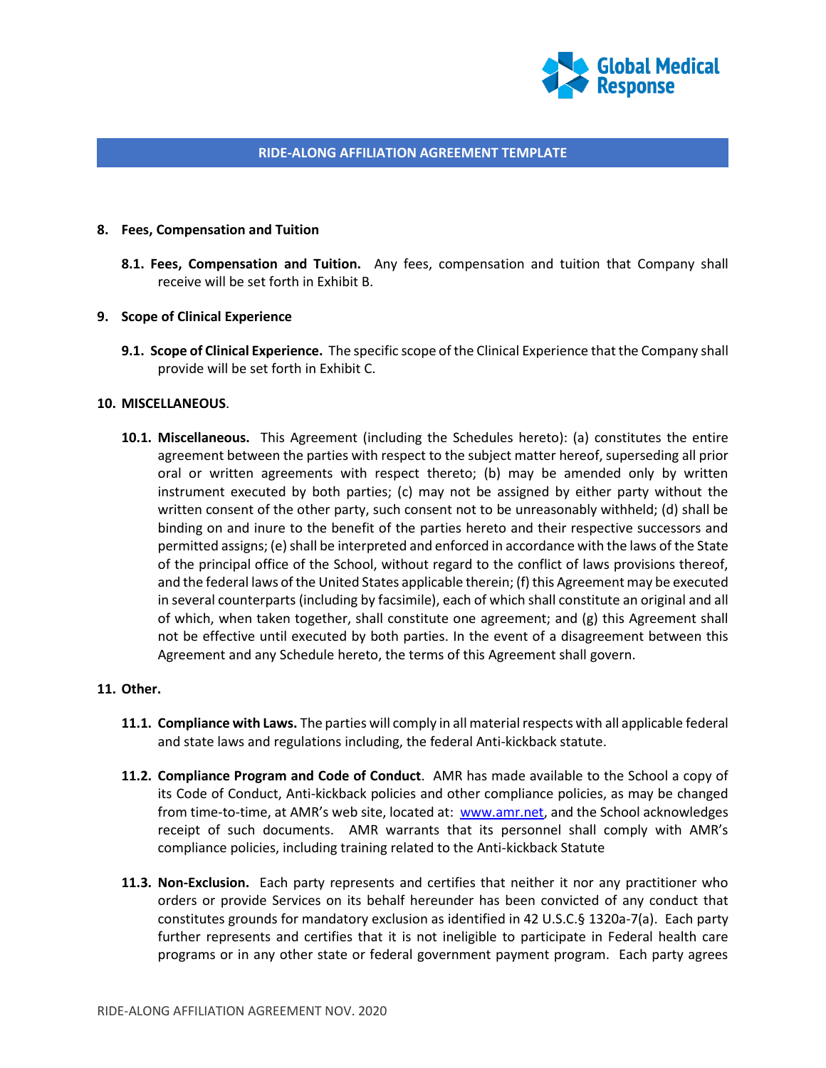**8. Fees, Compensation and Tuition**

**8.1. Fees, Compensation and Tuition.** Any fees, compensation and tuition that Company shall receive will be set forth in Exhibit B.

**9. Scope of Clinical Experience**

**9.1. Scope of Clinical Experience.** The specific scope of the Clinical Experience that the Company shall provide will be set forth in Exhibit C.

**10. MISCELLANEOUS**.

**10.1. Miscellaneous.** This Agreement (including the Schedules hereto): (a) constitutes the entire agreement between the parties with respect to the subject matter hereof, superseding all prior oral or written agreements with respect thereto; (b) may be amended only by written instrument executed by both parties; (c) may not be assigned by either party without the written consent of the other party, such consent not to be unreasonably withheld; (d) shall be binding on and inure to the benefit of the parties hereto and their respective successors and permitted assigns; (e) shall be interpreted and enforced in accordance with the laws of the State of the principal office of the School, without regard to the conflict of laws provisions thereof, and the federal laws of the United States applicable therein; (f) this Agreement may be executed in several counterparts (including by facsimile), each of which shall constitute an original and all of which, when taken together, shall constitute one agreement; and (g) this Agreement shall not be effective until executed by both parties. In the event of a disagreement between this Agreement and any Schedule hereto, the terms of this Agreement shall govern.

**11. Other.**

**11.1. Compliance with Laws.** The parties will comply in all material respects with all applicable federal and state laws and regulations including, the federal Anti-kickback statute.

**11.2. Compliance Program and Code of Conduct**. AMR has made available to the School a copy of its Code of Conduct, Anti-kickback policies and other compliance policies, as may be changed from time-to-time, at AMR's web site, located at: [www.amr.net](www.amr.net), and the School acknowledges receipt of such documents. AMR warrants that its personnel shall comply with AMR's compliance policies, including training related to the Anti-kickback Statute

**11.3. Non-Exclusion.** Each party represents and certifies that neither it nor any practitioner who orders or provide Services on its behalf hereunder has been convicted of any conduct that constitutes grounds for mandatory exclusion as identified in 42 U.S.C.§ 1320a-7(a). Each party further represents and certifies that it is not ineligible to participate in Federal health care programs or in any other state or federal government payment program. Each party agrees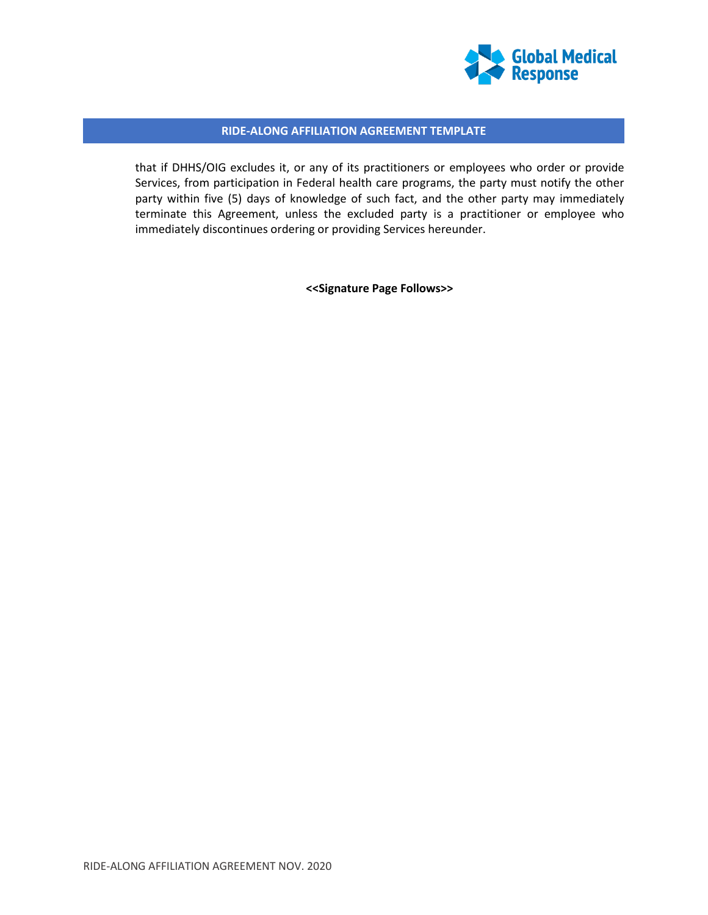that if DHHS/OIG excludes it, or any of its practitioners or employees who order or provide Services, from participation in Federal health care programs, the party must notify the other party within five (5) days of knowledge of such fact, and the other party may immediately terminate this Agreement, unless the excluded party is a practitioner or employee who immediately discontinues ordering or providing Services hereunder.

**<<Signature Page Follows>>**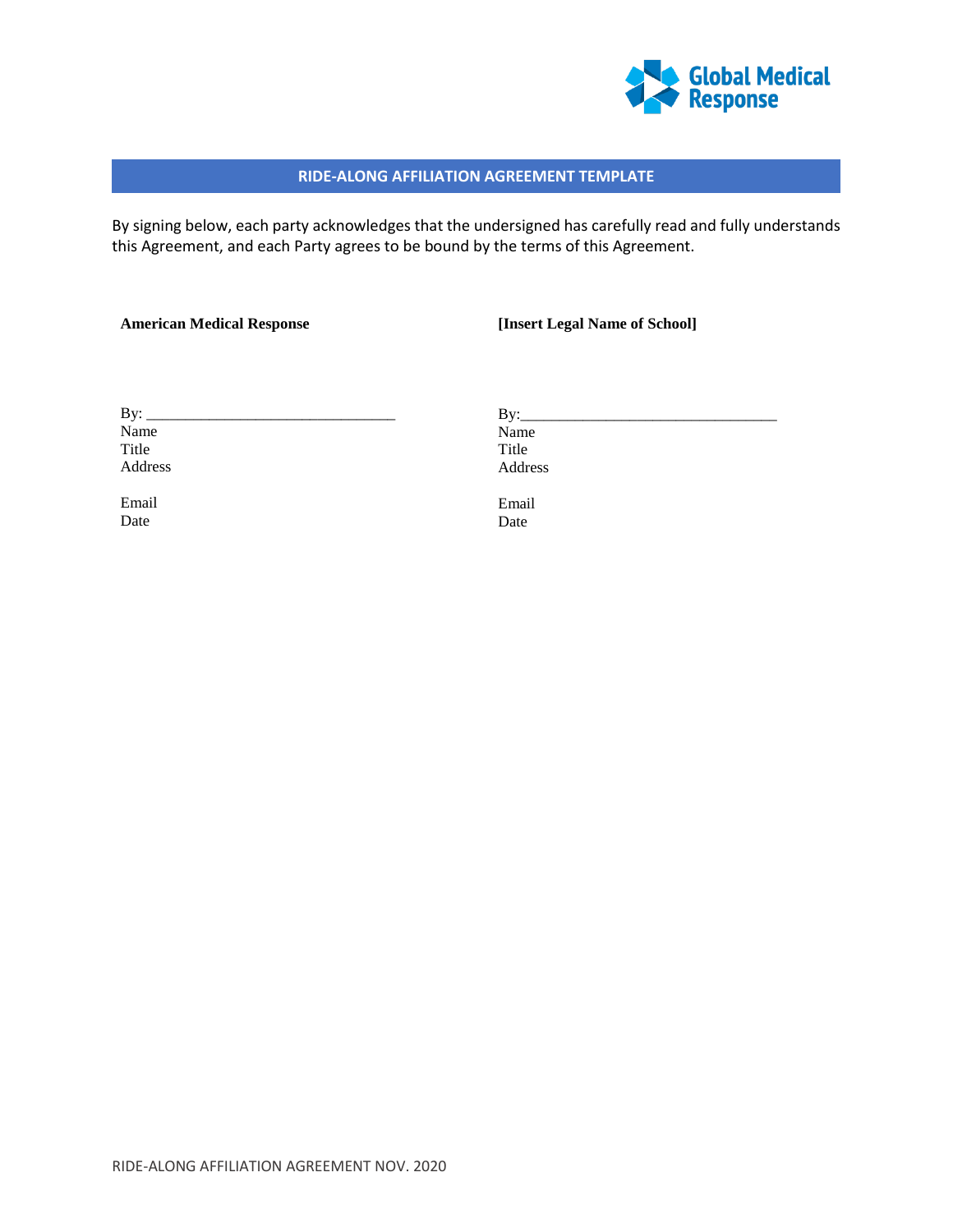## RIDE-ALONG AFFILIATION AGREEMENT TEMPLATE

By signing below, each party acknowledges that the undersigned has carefully read and fully understands this Agreement, and each Party agrees to be bound by the terms of this Agreement.

| **American Medical Response** | **[Insert Legal Name of School]** |
|---|---|
| By: ________________________________ | By:________________________________ |
| Name | Name |
| Title | Title |
| Address | Address |
| Email | Email |
| Date | Date |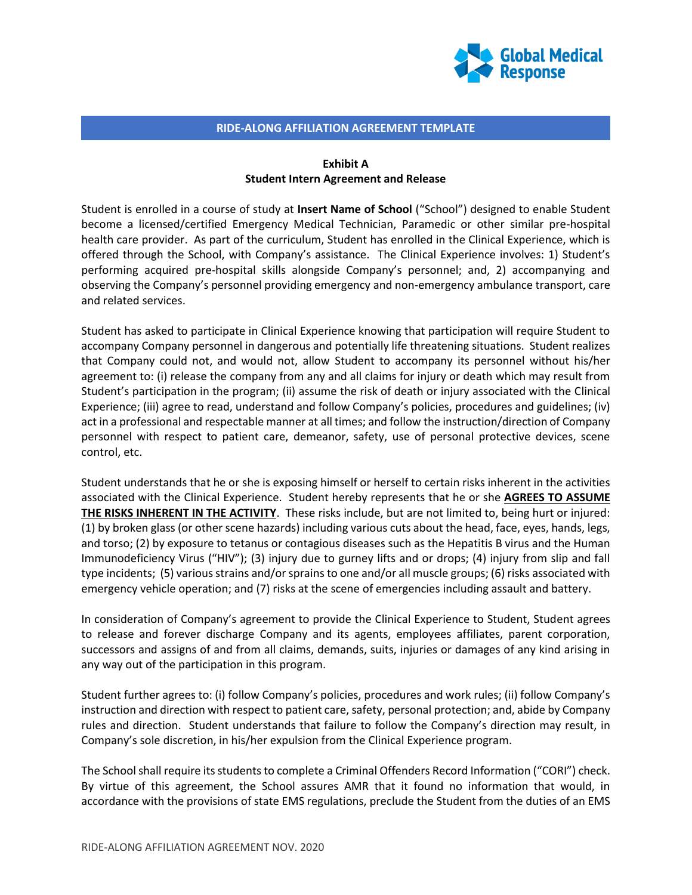**RIDE-ALONG AFFILIATION AGREEMENT TEMPLATE**

**Exhibit A**
**Student Intern Agreement and Release**

Student is enrolled in a course of study at **Insert Name of School** ("School") designed to enable Student become a licensed/certified Emergency Medical Technician, Paramedic or other similar pre-hospital health care provider. As part of the curriculum, Student has enrolled in the Clinical Experience, which is offered through the School, with Company's assistance. The Clinical Experience involves: 1) Student's performing acquired pre-hospital skills alongside Company's personnel; and, 2) accompanying and observing the Company's personnel providing emergency and non-emergency ambulance transport, care and related services.

Student has asked to participate in Clinical Experience knowing that participation will require Student to accompany Company personnel in dangerous and potentially life threatening situations. Student realizes that Company could not, and would not, allow Student to accompany its personnel without his/her agreement to: (i) release the company from any and all claims for injury or death which may result from Student's participation in the program; (ii) assume the risk of death or injury associated with the Clinical Experience; (iii) agree to read, understand and follow Company's policies, procedures and guidelines; (iv) act in a professional and respectable manner at all times; and follow the instruction/direction of Company personnel with respect to patient care, demeanor, safety, use of personal protective devices, scene control, etc.

Student understands that he or she is exposing himself or herself to certain risks inherent in the activities associated with the Clinical Experience. Student hereby represents that he or she **AGREES TO ASSUME THE RISKS INHERENT IN THE ACTIVITY**. These risks include, but are not limited to, being hurt or injured: (1) by broken glass (or other scene hazards) including various cuts about the head, face, eyes, hands, legs, and torso; (2) by exposure to tetanus or contagious diseases such as the Hepatitis B virus and the Human Immunodeficiency Virus ("HIV"); (3) injury due to gurney lifts and or drops; (4) injury from slip and fall type incidents; (5) various strains and/or sprains to one and/or all muscle groups; (6) risks associated with emergency vehicle operation; and (7) risks at the scene of emergencies including assault and battery.

In consideration of Company's agreement to provide the Clinical Experience to Student, Student agrees to release and forever discharge Company and its agents, employees affiliates, parent corporation, successors and assigns of and from all claims, demands, suits, injuries or damages of any kind arising in any way out of the participation in this program.

Student further agrees to: (i) follow Company's policies, procedures and work rules; (ii) follow Company's instruction and direction with respect to patient care, safety, personal protection; and, abide by Company rules and direction. Student understands that failure to follow the Company's direction may result, in Company's sole discretion, in his/her expulsion from the Clinical Experience program.

The School shall require its students to complete a Criminal Offenders Record Information ("CORI") check. By virtue of this agreement, the School assures AMR that it found no information that would, in accordance with the provisions of state EMS regulations, preclude the Student from the duties of an EMS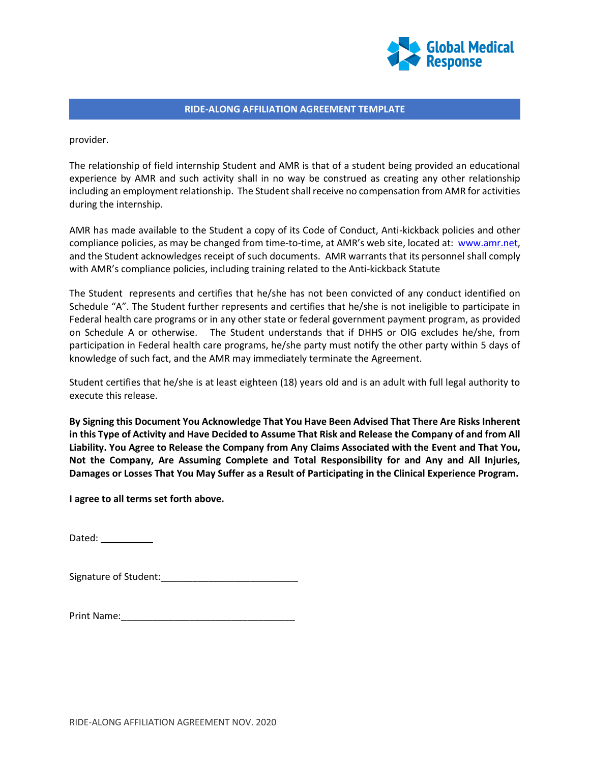## RIDE-ALONG AFFILIATION AGREEMENT TEMPLATE

provider.

The relationship of field internship Student and AMR is that of a student being provided an educational experience by AMR and such activity shall in no way be construed as creating any other relationship including an employment relationship. The Student shall receive no compensation from AMR for activities during the internship.

AMR has made available to the Student a copy of its Code of Conduct, Anti-kickback policies and other compliance policies, as may be changed from time-to-time, at AMR's web site, located at: www.amr.net, and the Student acknowledges receipt of such documents. AMR warrants that its personnel shall comply with AMR's compliance policies, including training related to the Anti-kickback Statute

The Student represents and certifies that he/she has not been convicted of any conduct identified on Schedule "A". The Student further represents and certifies that he/she is not ineligible to participate in Federal health care programs or in any other state or federal government payment program, as provided on Schedule A or otherwise. The Student understands that if DHHS or OIG excludes he/she, from participation in Federal health care programs, he/she party must notify the other party within 5 days of knowledge of such fact, and the AMR may immediately terminate the Agreement.

Student certifies that he/she is at least eighteen (18) years old and is an adult with full legal authority to execute this release.

**By Signing this Document You Acknowledge That You Have Been Advised That There Are Risks Inherent in this Type of Activity and Have Decided to Assume That Risk and Release the Company of and from All Liability. You Agree to Release the Company from Any Claims Associated with the Event and That You, Not the Company, Are Assuming Complete and Total Responsibility for and Any and All Injuries, Damages or Losses That You May Suffer as a Result of Participating in the Clinical Experience Program.**

**I agree to all terms set forth above.**

Dated: __________

Signature of Student:__________________________

Print Name:_________________________________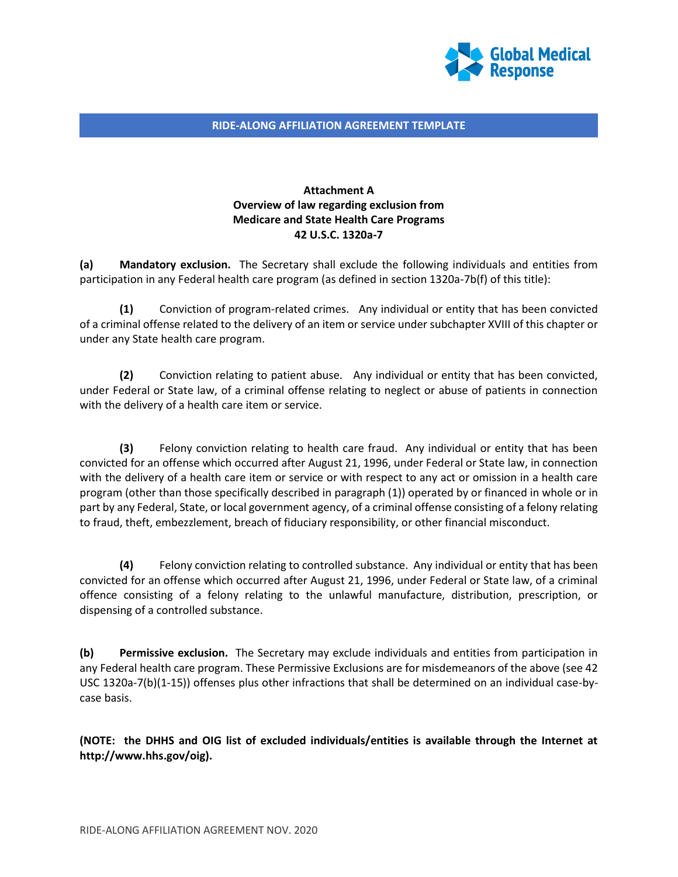**RIDE-ALONG AFFILIATION AGREEMENT TEMPLATE**

**Attachment A**
**Overview of law regarding exclusion from**
**Medicare and State Health Care Programs**
**42 U.S.C. 1320a-7**

**(a) Mandatory exclusion.** The Secretary shall exclude the following individuals and entities from participation in any Federal health care program (as defined in section 1320a-7b(f) of this title):

**(1)** Conviction of program-related crimes. Any individual or entity that has been convicted of a criminal offense related to the delivery of an item or service under subchapter XVIII of this chapter or under any State health care program.

**(2)** Conviction relating to patient abuse. Any individual or entity that has been convicted, under Federal or State law, of a criminal offense relating to neglect or abuse of patients in connection with the delivery of a health care item or service.

**(3)** Felony conviction relating to health care fraud. Any individual or entity that has been convicted for an offense which occurred after August 21, 1996, under Federal or State law, in connection with the delivery of a health care item or service or with respect to any act or omission in a health care program (other than those specifically described in paragraph (1)) operated by or financed in whole or in part by any Federal, State, or local government agency, of a criminal offense consisting of a felony relating to fraud, theft, embezzlement, breach of fiduciary responsibility, or other financial misconduct.

**(4)** Felony conviction relating to controlled substance. Any individual or entity that has been convicted for an offense which occurred after August 21, 1996, under Federal or State law, of a criminal offence consisting of a felony relating to the unlawful manufacture, distribution, prescription, or dispensing of a controlled substance.

**(b) Permissive exclusion.** The Secretary may exclude individuals and entities from participation in any Federal health care program. These Permissive Exclusions are for misdemeanors of the above (see 42 USC 1320a-7(b)(1-15)) offenses plus other infractions that shall be determined on an individual case-by-case basis.

**(NOTE: the DHHS and OIG list of excluded individuals/entities is available through the Internet at http://www.hhs.gov/oig).**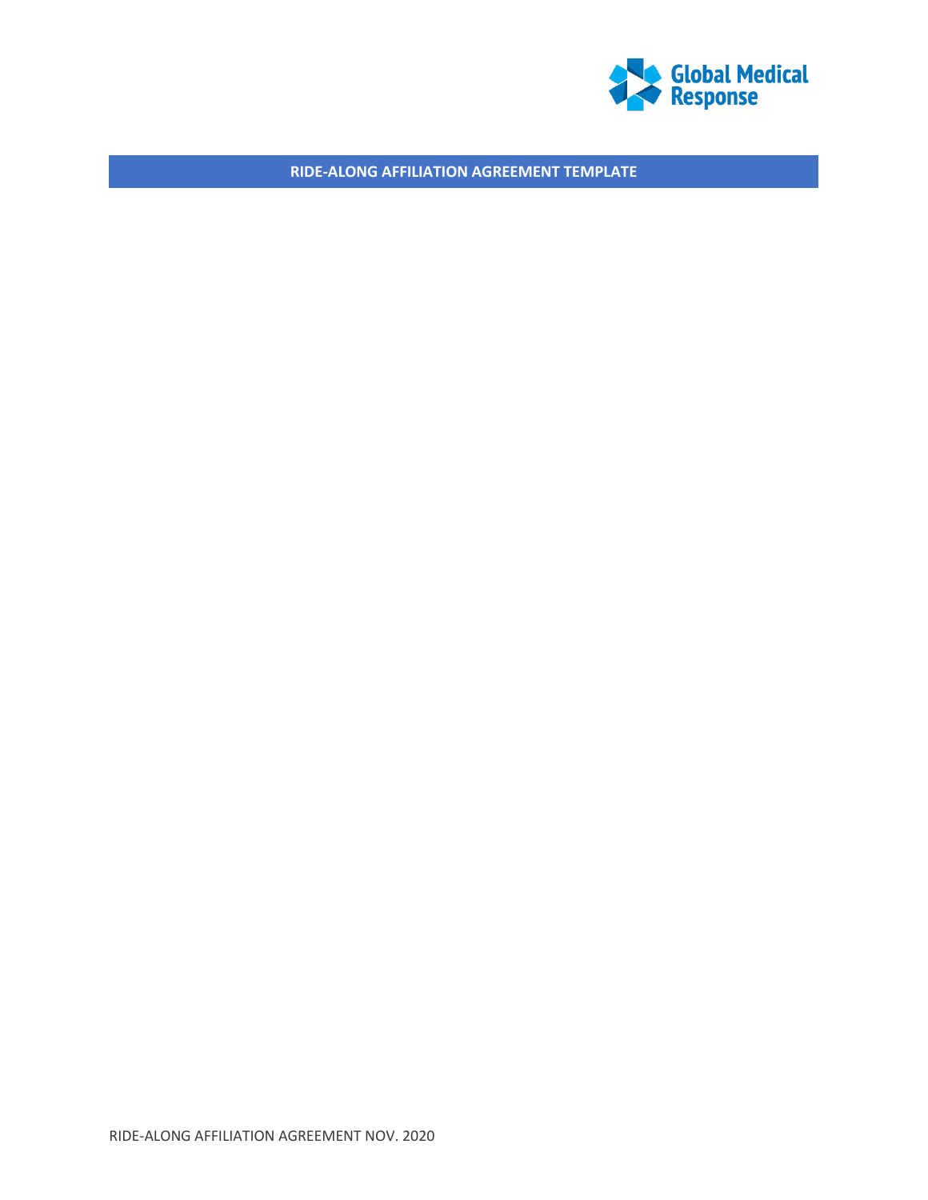## RIDE-ALONG AFFILIATION AGREEMENT TEMPLATE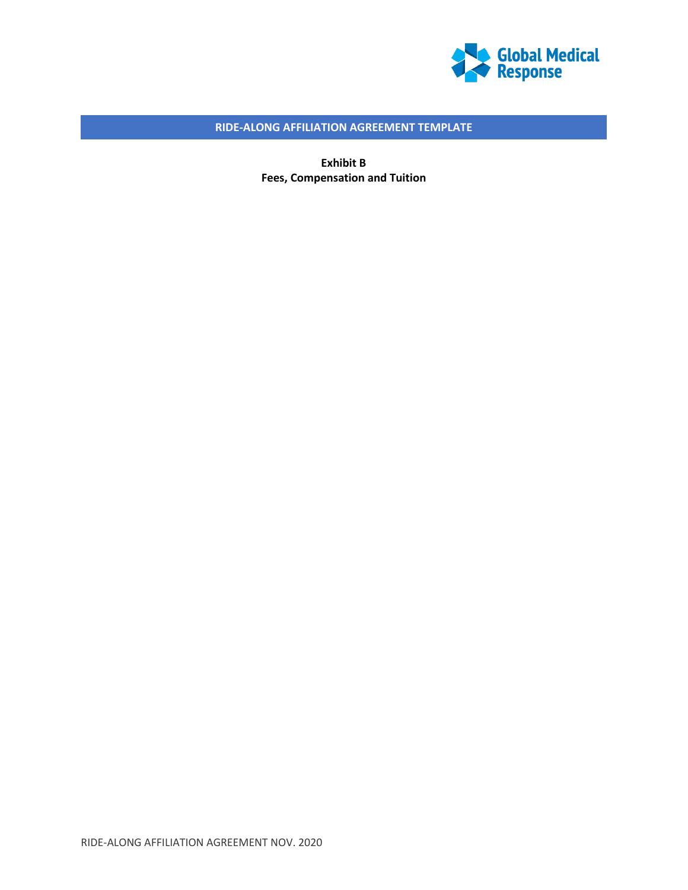## RIDE-ALONG AFFILIATION AGREEMENT TEMPLATE

**Exhibit B**
**Fees, Compensation and Tuition**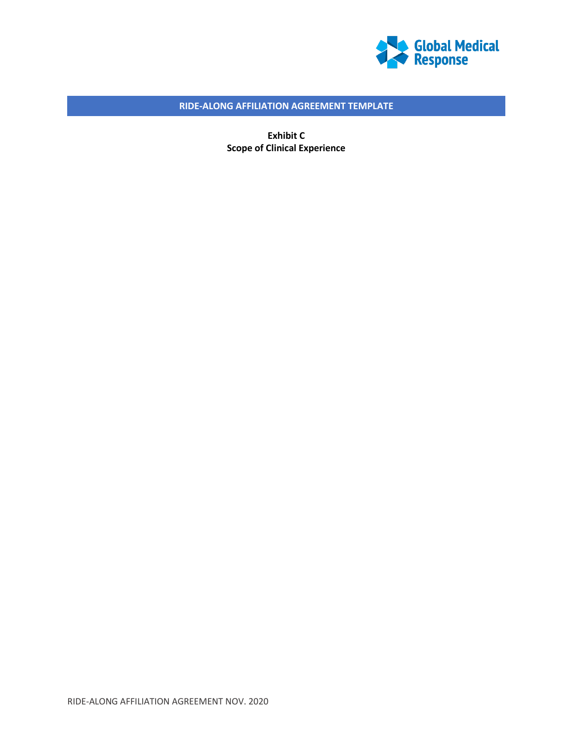## RIDE-ALONG AFFILIATION AGREEMENT TEMPLATE

**Exhibit C**
**Scope of Clinical Experience**